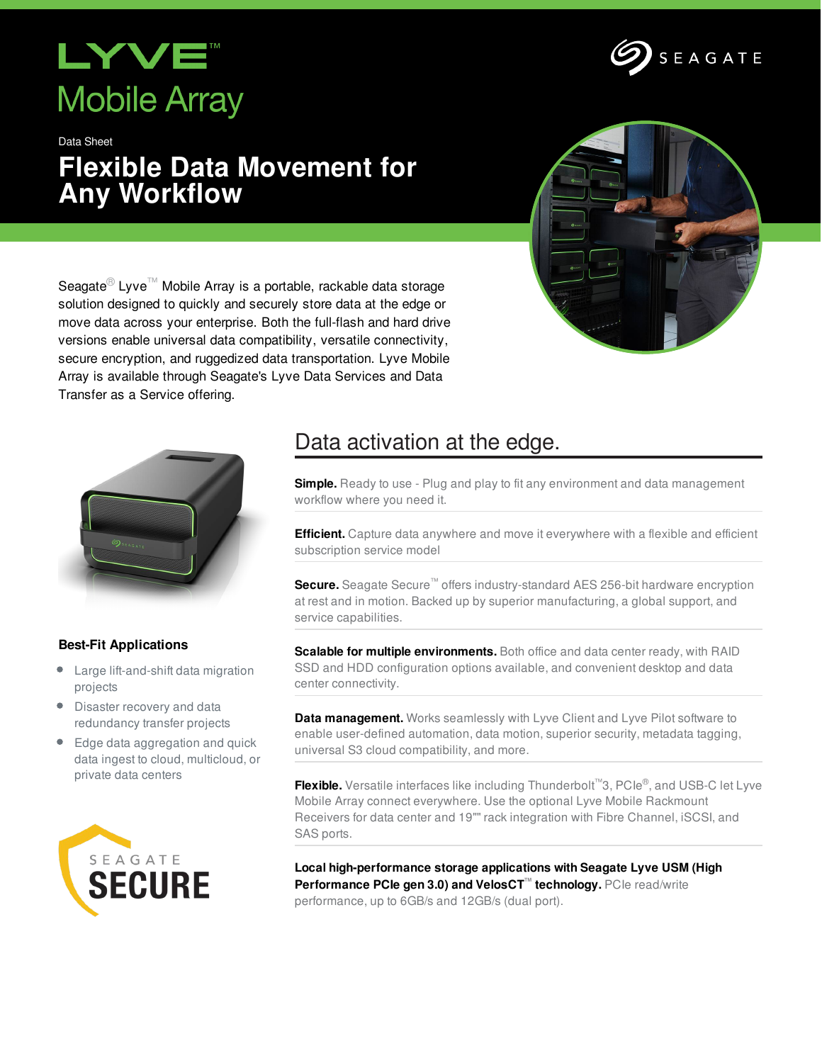# LYVE™ Mobile Array

SEAGATE

Data Sheet

## Flexible Data Movement for Any Workflow

Seagate® Lyve™ Mobile Array is a portable, rackable data storage solution designed to quickly and securely store data at the edge or move data across your enterprise. Both the full-flash and hard drive versions enable universal data compatibility, versatile connectivity, secure encryption, and ruggedized data transportation. Lyve Mobile Array is available through Seagate's Lyve Data Services and Data Transfer as a Service offering.

### Best-Fit Applications

- Large lift-and-shift data migration projects
- Disaster recovery and data redundancy transfer projects
- Edge data aggregation and quick data ingest to cloud, multicloud, or private data centers

SEAGATE SECURE

## Data activation at the edge.

**Simple.** Ready to use - Plug and play to fit any environment and data management workflow where you need it.

**Efficient.** Capture data anywhere and move it everywhere with a flexible and efficient subscription service model

**Secure.** Seagate Secure™ offers industry-standard AES 256-bit hardware encryption at rest and in motion. Backed up by superior manufacturing, a global support, and service capabilities.

**Scalable for multiple environments.** Both office and data center ready, with RAID SSD and HDD configuration options available, and convenient desktop and data center connectivity.

**Data management.** Works seamlessly with Lyve Client and Lyve Pilot software to enable user-defined automation, data motion, superior security, metadata tagging, universal S3 cloud compatibility, and more.

**Flexible.** Versatile interfaces like including Thunderbolt™3, PCIe®, and USB-C let Lyve Mobile Array connect everywhere. Use the optional Lyve Mobile Rackmount Receivers for data center and 19"" rack integration with Fibre Channel, iSCSI, and SAS ports.

**Local high-performance storage applications with Seagate Lyve USM (High Performance PCIe gen 3.0) and VelosCT™ technology.** PCIe read/write performance, up to 6GB/s and 12GB/s (dual port).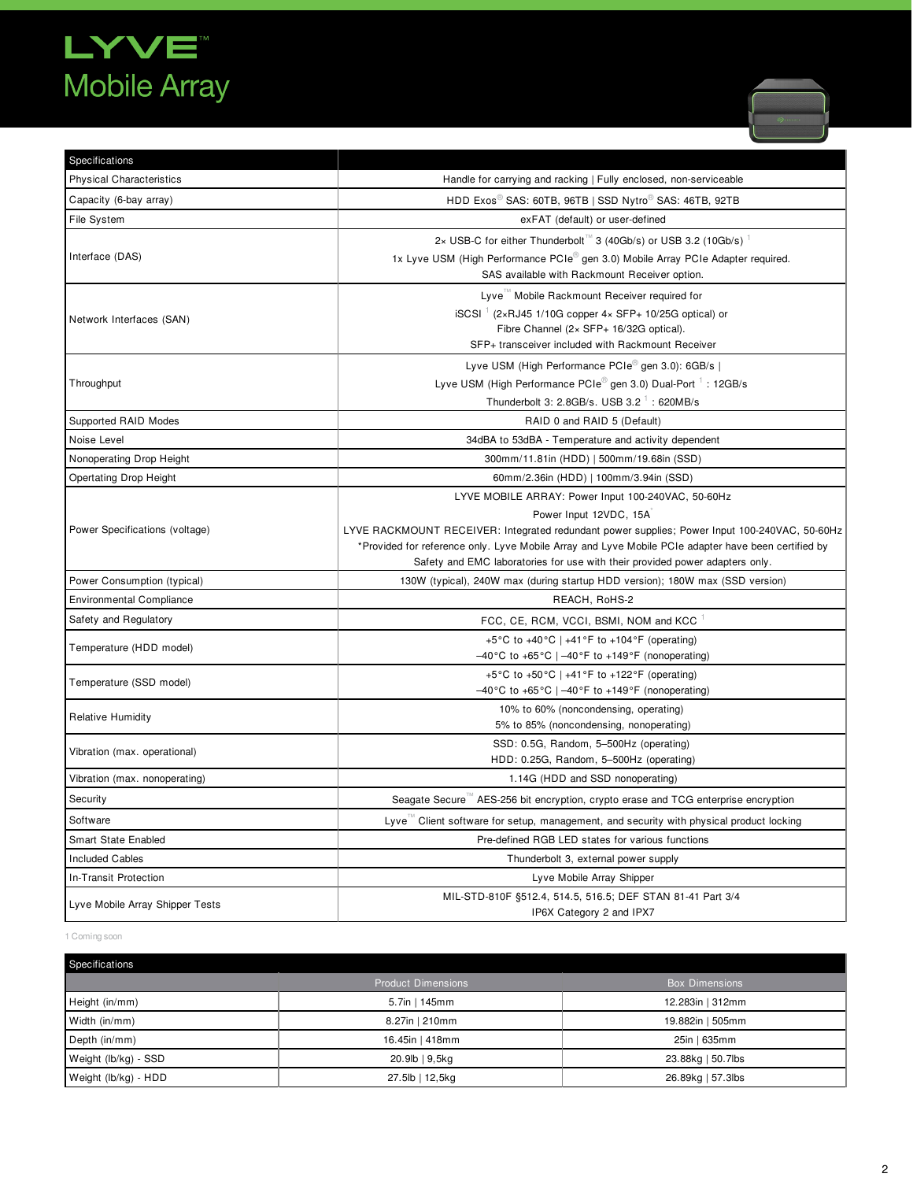# LYVE™ Mobile Array

| Specifications | |
|---|---|
| Physical Characteristics | Handle for carrying and racking \| Fully enclosed, non-serviceable |
| Capacity (6-bay array) | HDD Exos® SAS: 60TB, 96TB \| SSD Nytro® SAS: 46TB, 92TB |
| File System | exFAT (default) or user-defined |
| Interface (DAS) | 2× USB-C for either Thunderbolt™ 3 (40Gb/s) or USB 3.2 (10Gb/s) [1]<br>1x Lyve USM (High Performance PCIe® gen 3.0) Mobile Array PCIe Adapter required.<br>SAS available with Rackmount Receiver option. |
| Network Interfaces (SAN) | Lyve™ Mobile Rackmount Receiver required for<br>iSCSI [1] (2×RJ45 1/10G copper 4× SFP+ 10/25G optical) or<br>Fibre Channel (2× SFP+ 16/32G optical).<br>SFP+ transceiver included with Rackmount Receiver |
| Throughput | Lyve USM (High Performance PCIe® gen 3.0): 6GB/s \|<br>Lyve USM (High Performance PCIe® gen 3.0) Dual-Port [1] : 12GB/s<br>Thunderbolt 3: 2.8GB/s. USB 3.2 [1] : 620MB/s |
| Supported RAID Modes | RAID 0 and RAID 5 (Default) |
| Noise Level | 34dBA to 53dBA - Temperature and activity dependent |
| Nonoperating Drop Height | 300mm/11.81in (HDD) \| 500mm/19.68in (SSD) |
| Opertating Drop Height | 60mm/2.36in (HDD) \| 100mm/3.94in (SSD) |
| Power Specifications (voltage) | LYVE MOBILE ARRAY: Power Input 100-240VAC, 50-60Hz<br>Power Input 12VDC, 15A*<br>LYVE RACKMOUNT RECEIVER: Integrated redundant power supplies; Power Input 100-240VAC, 50-60Hz<br>*Provided for reference only. Lyve Mobile Array and Lyve Mobile PCIe adapter have been certified by Safety and EMC laboratories for use with their provided power adapters only. |
| Power Consumption (typical) | 130W (typical), 240W max (during startup HDD version); 180W max (SSD version) |
| Environmental Compliance | REACH, RoHS-2 |
| Safety and Regulatory | FCC, CE, RCM, VCCI, BSMI, NOM and KCC [1] |
| Temperature (HDD model) | +5°C to +40°C \| +41°F to +104°F (operating)<br>–40°C to +65°C \| –40°F to +149°F (nonoperating) |
| Temperature (SSD model) | +5°C to +50°C \| +41°F to +122°F (operating)<br>–40°C to +65°C \| –40°F to +149°F (nonoperating) |
| Relative Humidity | 10% to 60% (noncondensing, operating)<br>5% to 85% (noncondensing, nonoperating) |
| Vibration (max. operational) | SSD: 0.5G, Random, 5–500Hz (operating)<br>HDD: 0.25G, Random, 5–500Hz (operating) |
| Vibration (max. nonoperating) | 1.14G (HDD and SSD nonoperating) |
| Security | Seagate Secure™ AES-256 bit encryption, crypto erase and TCG enterprise encryption |
| Software | Lyve™ Client software for setup, management, and security with physical product locking |
| Smart State Enabled | Pre-defined RGB LED states for various functions |
| Included Cables | Thunderbolt 3, external power supply |
| In-Transit Protection | Lyve Mobile Array Shipper |
| Lyve Mobile Array Shipper Tests | MIL-STD-810F §512.4, 514.5, 516.5; DEF STAN 81-41 Part 3/4<br>IP6X Category 2 and IPX7 |

1 Coming soon

| Specifications | | |
|---|---|---|
| | Product Dimensions | Box Dimensions |
| Height (in/mm) | 5.7in \| 145mm | 12.283in \| 312mm |
| Width (in/mm) | 8.27in \| 210mm | 19.882in \| 505mm |
| Depth (in/mm) | 16.45in \| 418mm | 25in \| 635mm |
| Weight (lb/kg) - SSD | 20.9lb \| 9,5kg | 23.88kg \| 50.7lbs |
| Weight (lb/kg) - HDD | 27.5lb \| 12,5kg | 26.89kg \| 57.3lbs |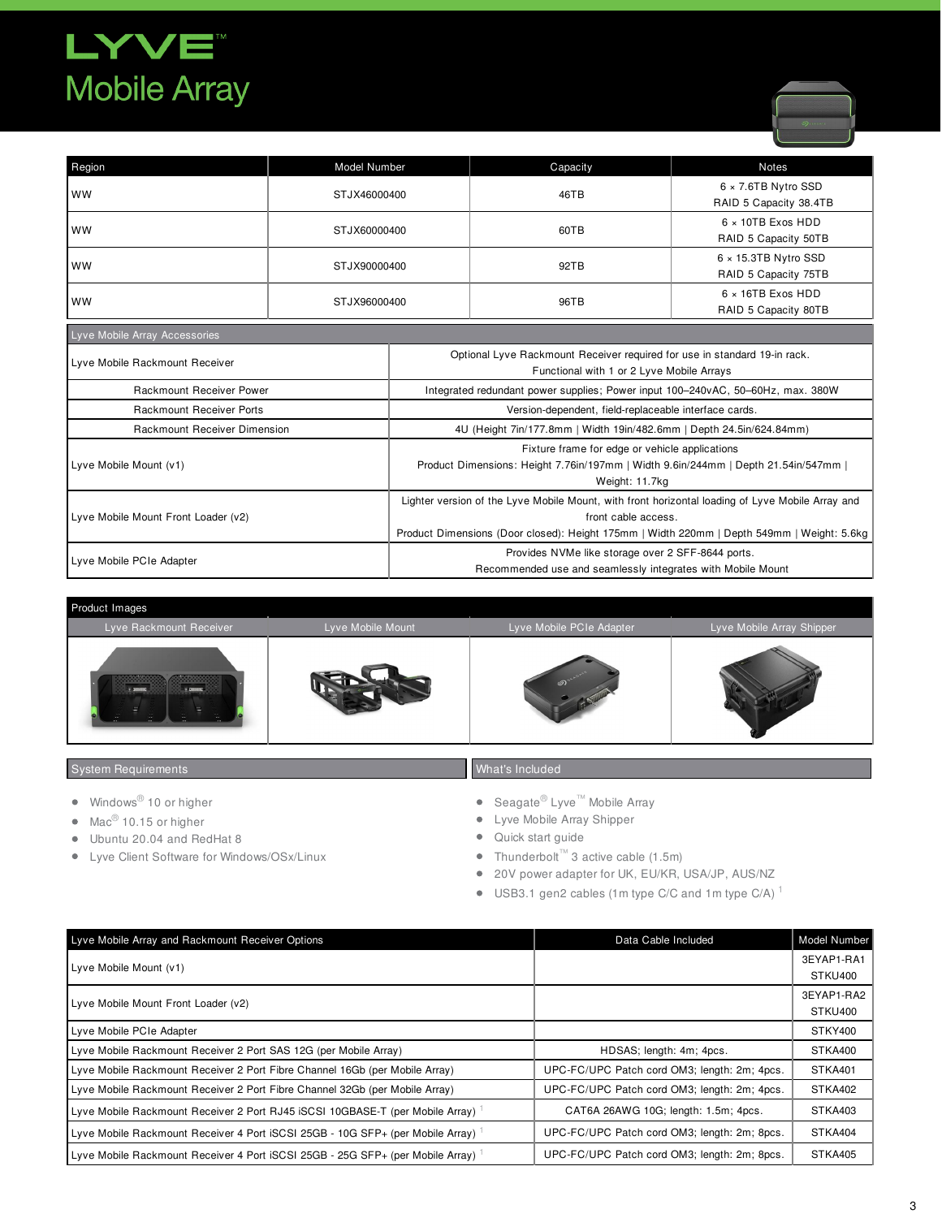# LYVE™ Mobile Array

| Region | Model Number | Capacity | Notes |
|---|---|---|---|
| WW | STJX46000400 | 46TB | 6 × 7.6TB Nytro SSD<br>RAID 5 Capacity 38.4TB |
| WW | STJX60000400 | 60TB | 6 × 10TB Exos HDD<br>RAID 5 Capacity 50TB |
| WW | STJX90000400 | 92TB | 6 × 15.3TB Nytro SSD<br>RAID 5 Capacity 75TB |
| WW | STJX96000400 | 96TB | 6 × 16TB Exos HDD<br>RAID 5 Capacity 80TB |

| Lyve Mobile Array Accessories | |
|---|---|
| Lyve Mobile Rackmount Receiver | Optional Lyve Rackmount Receiver required for use in standard 19-in rack.<br>Functional with 1 or 2 Lyve Mobile Arrays |
| Rackmount Receiver Power | Integrated redundant power supplies; Power input 100–240vAC, 50–60Hz, max. 380W |
| Rackmount Receiver Ports | Version-dependent, field-replaceable interface cards. |
| Rackmount Receiver Dimension | 4U (Height 7in/177.8mm \| Width 19in/482.6mm \| Depth 24.5in/624.84mm) |
| Lyve Mobile Mount (v1) | Fixture frame for edge or vehicle applications<br>Product Dimensions: Height 7.76in/197mm \| Width 9.6in/244mm \| Depth 21.54in/547mm \|<br>Weight: 11.7kg |
| Lyve Mobile Mount Front Loader (v2) | Lighter version of the Lyve Mobile Mount, with front horizontal loading of Lyve Mobile Array and front cable access.<br>Product Dimensions (Door closed): Height 175mm \| Width 220mm \| Depth 549mm \| Weight: 5.6kg |
| Lyve Mobile PCIe Adapter | Provides NVMe like storage over 2 SFF-8644 ports.<br>Recommended use and seamlessly integrates with Mobile Mount |

## Product Images

| Lyve Rackmount Receiver | Lyve Mobile Mount | Lyve Mobile PCIe Adapter | Lyve Mobile Array Shipper |
|---|---|---|---|

## System Requirements

- Windows® 10 or higher
- Mac® 10.15 or higher
- Ubuntu 20.04 and RedHat 8
- Lyve Client Software for Windows/OSx/Linux

## What's Included

- Seagate® Lyve™ Mobile Array
- Lyve Mobile Array Shipper
- Quick start guide
- Thunderbolt™ 3 active cable (1.5m)
- 20V power adapter for UK, EU/KR, USA/JP, AUS/NZ
- USB3.1 gen2 cables (1m type C/C and 1m type C/A) [1]

| Lyve Mobile Array and Rackmount Receiver Options | Data Cable Included | Model Number |
|---|---|---|
| Lyve Mobile Mount (v1) | | 3EYAP1-RA1<br>STKU400 |
| Lyve Mobile Mount Front Loader (v2) | | 3EYAP1-RA2<br>STKU400 |
| Lyve Mobile PCIe Adapter | | STKY400 |
| Lyve Mobile Rackmount Receiver 2 Port SAS 12G (per Mobile Array) | HDSAS; length: 4m; 4pcs. | STKA400 |
| Lyve Mobile Rackmount Receiver 2 Port Fibre Channel 16Gb (per Mobile Array) | UPC-FC/UPC Patch cord OM3; length: 2m; 4pcs. | STKA401 |
| Lyve Mobile Rackmount Receiver 2 Port Fibre Channel 32Gb (per Mobile Array) | UPC-FC/UPC Patch cord OM3; length: 2m; 4pcs. | STKA402 |
| Lyve Mobile Rackmount Receiver 2 Port RJ45 iSCSI 10GBASE-T (per Mobile Array) [1] | CAT6A 26AWG 10G; length: 1.5m; 4pcs. | STKA403 |
| Lyve Mobile Rackmount Receiver 4 Port iSCSI 25GB - 10G SFP+ (per Mobile Array) [1] | UPC-FC/UPC Patch cord OM3; length: 2m; 8pcs. | STKA404 |
| Lyve Mobile Rackmount Receiver 4 Port iSCSI 25GB - 25G SFP+ (per Mobile Array) [1] | UPC-FC/UPC Patch cord OM3; length: 2m; 8pcs. | STKA405 |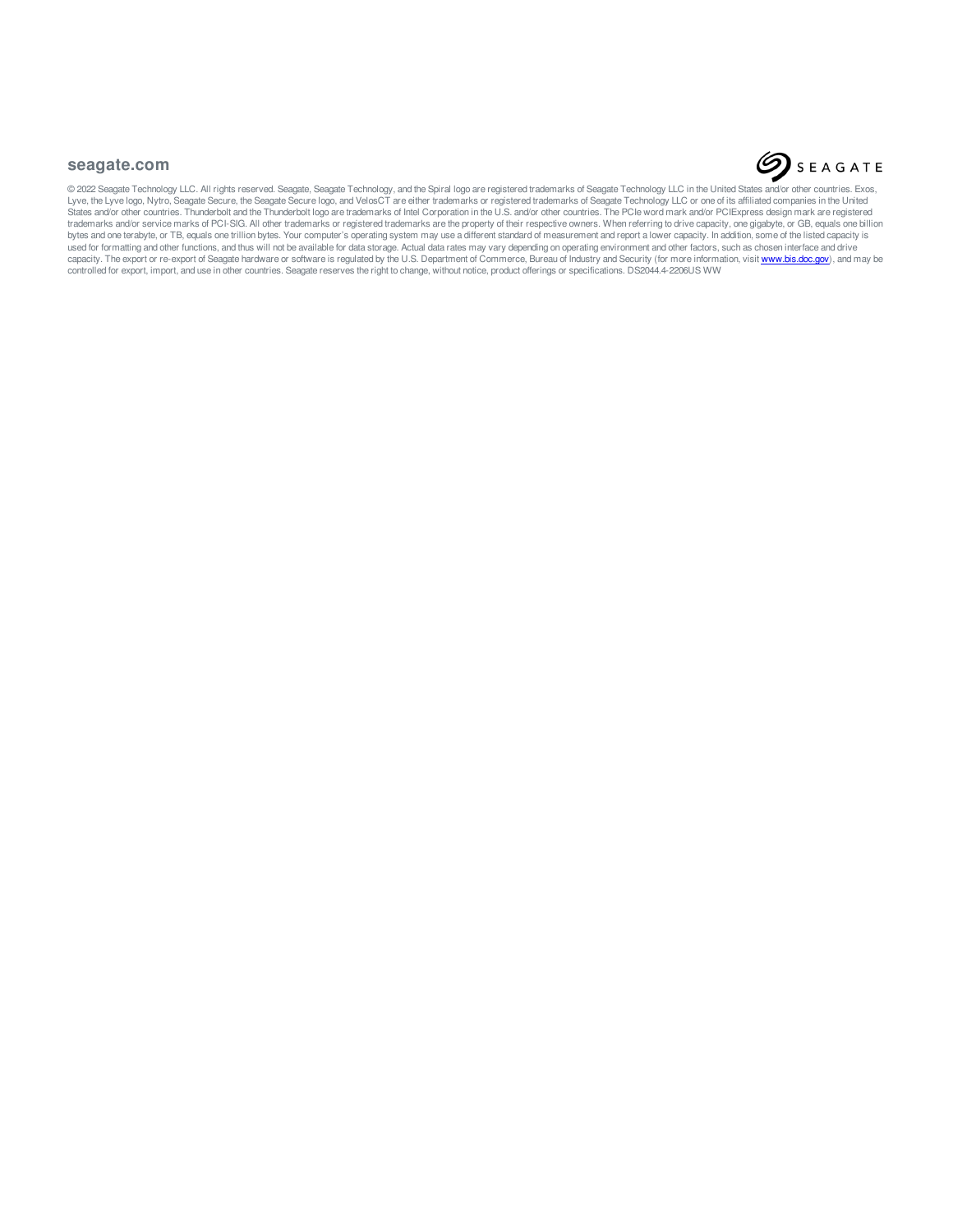**seagate.com**

SEAGATE

© 2022 Seagate Technology LLC. All rights reserved. Seagate, Seagate Technology, and the Spiral logo are registered trademarks of Seagate Technology LLC in the United States and/or other countries. Exos, Lyve, the Lyve logo, Nytro, Seagate Secure, the Seagate Secure logo, and VelosCT are either trademarks or registered trademarks of Seagate Technology LLC or one of its affiliated companies in the United States and/or other countries. Thunderbolt and the Thunderbolt logo are trademarks of Intel Corporation in the U.S. and/or other countries. The PCIe word mark and/or PCIExpress design mark are registered trademarks and/or service marks of PCI-SIG. All other trademarks or registered trademarks are the property of their respective owners. When referring to drive capacity, one gigabyte, or GB, equals one billion bytes and one terabyte, or TB, equals one trillion bytes. Your computer's operating system may use a different standard of measurement and report a lower capacity. In addition, some of the listed capacity is used for formatting and other functions, and thus will not be available for data storage. Actual data rates may vary depending on operating environment and other factors, such as chosen interface and drive capacity. The export or re-export of Seagate hardware or software is regulated by the U.S. Department of Commerce, Bureau of Industry and Security (for more information, visit www.bis.doc.gov), and may be controlled for export, import, and use in other countries. Seagate reserves the right to change, without notice, product offerings or specifications. DS2044.4-2206US WW